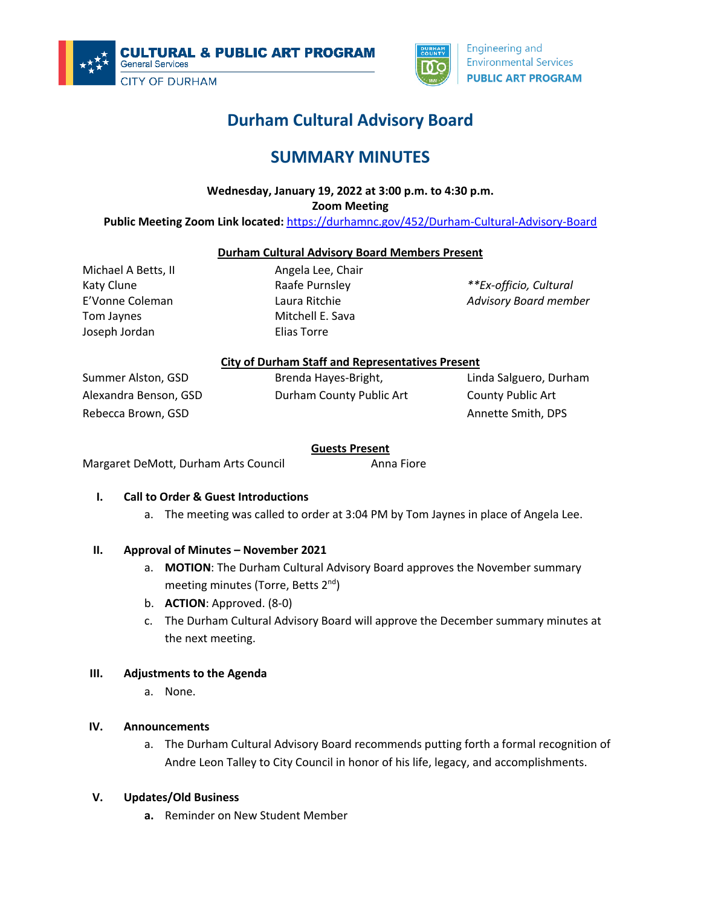CULTURAL & PUBLIC ART PROGRAM
General Services
CITY OF DURHAM

Engineering and Environmental Services
PUBLIC ART PROGRAM

# Durham Cultural Advisory Board

## SUMMARY MINUTES

**Wednesday, January 19, 2022 at 3:00 p.m. to 4:30 p.m.**
**Zoom Meeting**
**Public Meeting Zoom Link located:** https://durhamnc.gov/452/Durham-Cultural-Advisory-Board

**Durham Cultural Advisory Board Members Present**

Michael A Betts, II
Katy Clune
E'Vonne Coleman
Tom Jaynes
Joseph Jordan
Angela Lee, Chair
Raafe Purnsley
Laura Ritchie
Mitchell E. Sava
Elias Torre

*\*\*Ex-officio, Cultural Advisory Board member*

**City of Durham Staff and Representatives Present**

Summer Alston, GSD
Alexandra Benson, GSD
Rebecca Brown, GSD
Brenda Hayes-Bright, Durham County Public Art
Linda Salguero, Durham County Public Art
Annette Smith, DPS

**Guests Present**

Margaret DeMott, Durham Arts Council
Anna Fiore

**I. Call to Order & Guest Introductions**

a. The meeting was called to order at 3:04 PM by Tom Jaynes in place of Angela Lee.

**II. Approval of Minutes – November 2021**

a. **MOTION**: The Durham Cultural Advisory Board approves the November summary meeting minutes (Torre, Betts 2nd)
b. **ACTION**: Approved. (8-0)
c. The Durham Cultural Advisory Board will approve the December summary minutes at the next meeting.

**III. Adjustments to the Agenda**

a. None.

**IV. Announcements**

a. The Durham Cultural Advisory Board recommends putting forth a formal recognition of Andre Leon Talley to City Council in honor of his life, legacy, and accomplishments.

**V. Updates/Old Business**

**a.** Reminder on New Student Member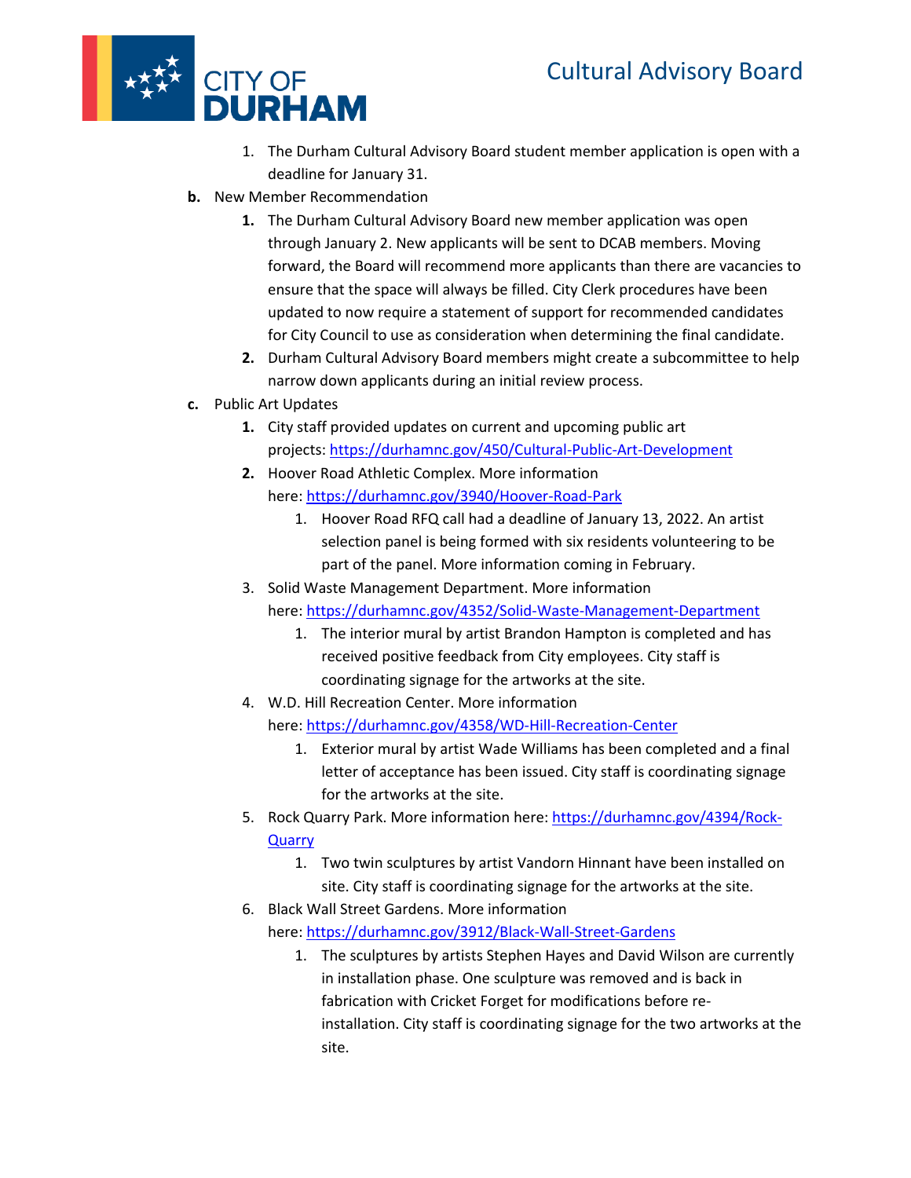1. The Durham Cultural Advisory Board student member application is open with a deadline for January 31.

**b.** New Member Recommendation

   **1.** The Durham Cultural Advisory Board new member application was open through January 2. New applicants will be sent to DCAB members. Moving forward, the Board will recommend more applicants than there are vacancies to ensure that the space will always be filled. City Clerk procedures have been updated to now require a statement of support for recommended candidates for City Council to use as consideration when determining the final candidate.

   **2.** Durham Cultural Advisory Board members might create a subcommittee to help narrow down applicants during an initial review process.

**c.** Public Art Updates

   **1.** City staff provided updates on current and upcoming public art projects: https://durhamnc.gov/450/Cultural-Public-Art-Development

   **2.** Hoover Road Athletic Complex. More information here: https://durhamnc.gov/3940/Hoover-Road-Park

      1. Hoover Road RFQ call had a deadline of January 13, 2022. An artist selection panel is being formed with six residents volunteering to be part of the panel. More information coming in February.

   3. Solid Waste Management Department. More information here: https://durhamnc.gov/4352/Solid-Waste-Management-Department

      1. The interior mural by artist Brandon Hampton is completed and has received positive feedback from City employees. City staff is coordinating signage for the artworks at the site.

   4. W.D. Hill Recreation Center. More information here: https://durhamnc.gov/4358/WD-Hill-Recreation-Center

      1. Exterior mural by artist Wade Williams has been completed and a final letter of acceptance has been issued. City staff is coordinating signage for the artworks at the site.

   5. Rock Quarry Park. More information here: https://durhamnc.gov/4394/Rock-Quarry

      1. Two twin sculptures by artist Vandorn Hinnant have been installed on site. City staff is coordinating signage for the artworks at the site.

   6. Black Wall Street Gardens. More information here: https://durhamnc.gov/3912/Black-Wall-Street-Gardens

      1. The sculptures by artists Stephen Hayes and David Wilson are currently in installation phase. One sculpture was removed and is back in fabrication with Cricket Forget for modifications before re-installation. City staff is coordinating signage for the two artworks at the site.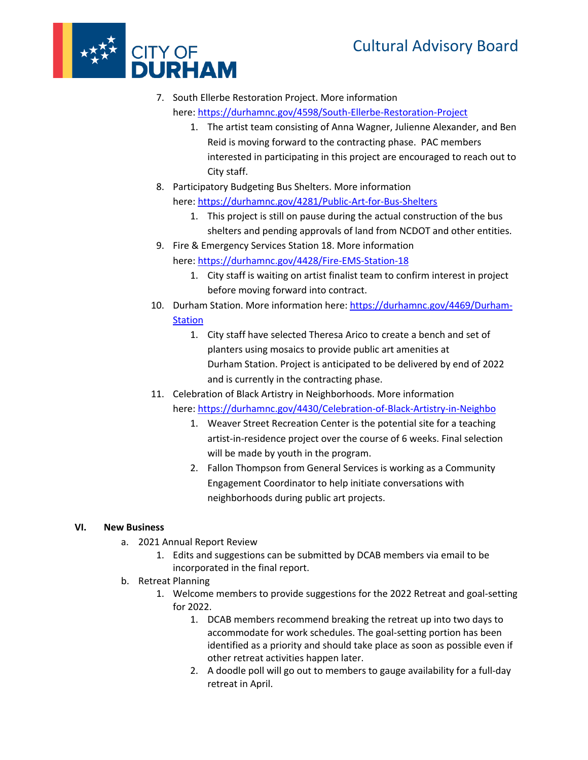7. South Ellerbe Restoration Project. More information here: [https://durhamnc.gov/4598/South-Ellerbe-Restoration-Project](https://durhamnc.gov/4598/South-Ellerbe-Restoration-Project)
    1. The artist team consisting of Anna Wagner, Julienne Alexander, and Ben Reid is moving forward to the contracting phase. PAC members interested in participating in this project are encouraged to reach out to City staff.
8. Participatory Budgeting Bus Shelters. More information here: [https://durhamnc.gov/4281/Public-Art-for-Bus-Shelters](https://durhamnc.gov/4281/Public-Art-for-Bus-Shelters)
    1. This project is still on pause during the actual construction of the bus shelters and pending approvals of land from NCDOT and other entities.
9. Fire & Emergency Services Station 18. More information here: [https://durhamnc.gov/4428/Fire-EMS-Station-18](https://durhamnc.gov/4428/Fire-EMS-Station-18)
    1. City staff is waiting on artist finalist team to confirm interest in project before moving forward into contract.
10. Durham Station. More information here: [https://durhamnc.gov/4469/Durham-Station](https://durhamnc.gov/4469/Durham-Station)
    1. City staff have selected Theresa Arico to create a bench and set of planters using mosaics to provide public art amenities at Durham Station. Project is anticipated to be delivered by end of 2022 and is currently in the contracting phase.
11. Celebration of Black Artistry in Neighborhoods. More information here: [https://durhamnc.gov/4430/Celebration-of-Black-Artistry-in-Neighbo](https://durhamnc.gov/4430/Celebration-of-Black-Artistry-in-Neighbo)
    1. Weaver Street Recreation Center is the potential site for a teaching artist-in-residence project over the course of 6 weeks. Final selection will be made by youth in the program.
    2. Fallon Thompson from General Services is working as a Community Engagement Coordinator to help initiate conversations with neighborhoods during public art projects.

## VI. New Business

a. 2021 Annual Report Review
   1. Edits and suggestions can be submitted by DCAB members via email to be incorporated in the final report.

b. Retreat Planning
   1. Welcome members to provide suggestions for the 2022 Retreat and goal-setting for 2022.
      1. DCAB members recommend breaking the retreat up into two days to accommodate for work schedules. The goal-setting portion has been identified as a priority and should take place as soon as possible even if other retreat activities happen later.
      2. A doodle poll will go out to members to gauge availability for a full-day retreat in April.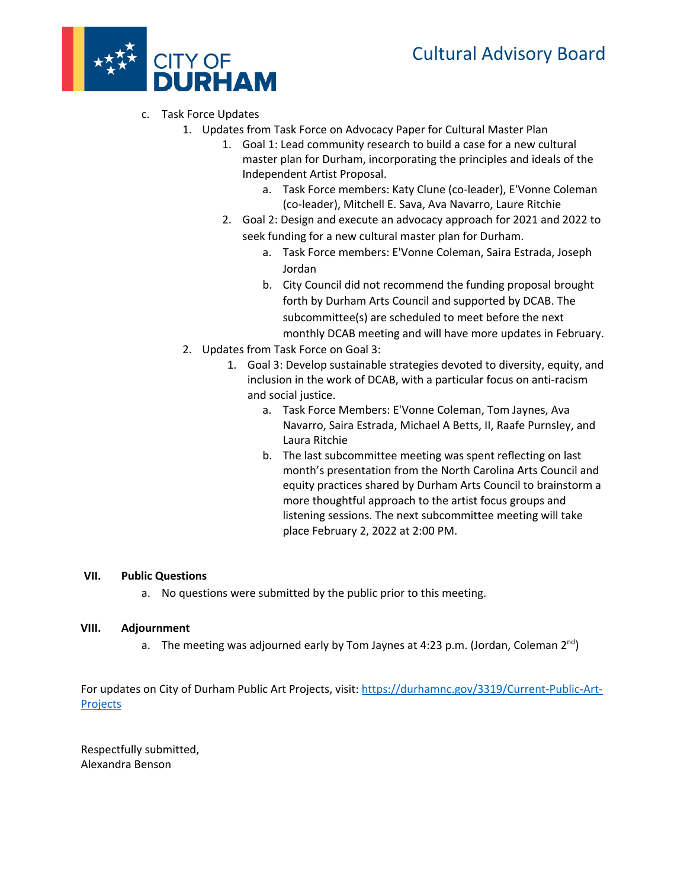c. Task Force Updates
   1. Updates from Task Force on Advocacy Paper for Cultural Master Plan
      1. Goal 1: Lead community research to build a case for a new cultural master plan for Durham, incorporating the principles and ideals of the Independent Artist Proposal.
         a. Task Force members: Katy Clune (co-leader), E'Vonne Coleman (co-leader), Mitchell E. Sava, Ava Navarro, Laure Ritchie
      2. Goal 2: Design and execute an advocacy approach for 2021 and 2022 to seek funding for a new cultural master plan for Durham.
         a. Task Force members: E'Vonne Coleman, Saira Estrada, Joseph Jordan
         b. City Council did not recommend the funding proposal brought forth by Durham Arts Council and supported by DCAB. The subcommittee(s) are scheduled to meet before the next monthly DCAB meeting and will have more updates in February.
   2. Updates from Task Force on Goal 3:
      1. Goal 3: Develop sustainable strategies devoted to diversity, equity, and inclusion in the work of DCAB, with a particular focus on anti-racism and social justice.
         a. Task Force Members: E'Vonne Coleman, Tom Jaynes, Ava Navarro, Saira Estrada, Michael A Betts, II, Raafe Purnsley, and Laura Ritchie
         b. The last subcommittee meeting was spent reflecting on last month's presentation from the North Carolina Arts Council and equity practices shared by Durham Arts Council to brainstorm a more thoughtful approach to the artist focus groups and listening sessions. The next subcommittee meeting will take place February 2, 2022 at 2:00 PM.

## VII. Public Questions

a. No questions were submitted by the public prior to this meeting.

## VIII. Adjournment

a. The meeting was adjourned early by Tom Jaynes at 4:23 p.m. (Jordan, Coleman 2nd)

For updates on City of Durham Public Art Projects, visit: https://durhamnc.gov/3319/Current-Public-Art-Projects

Respectfully submitted,
Alexandra Benson